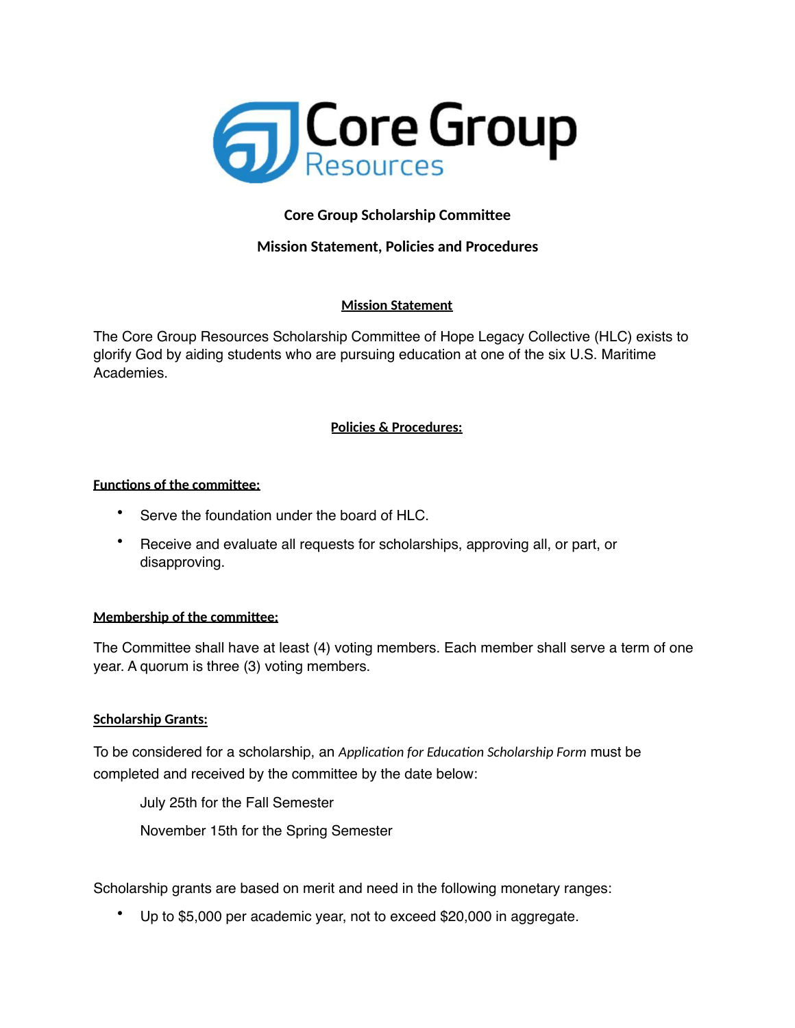Core Group Resources

**Core Group Scholarship Committee**

**Mission Statement, Policies and Procedures**

## Mission Statement

The Core Group Resources Scholarship Committee of Hope Legacy Collective (HLC) exists to glorify God by aiding students who are pursuing education at one of the six U.S. Maritime Academies.

## Policies & Procedures:

### Functions of the committee:

- Serve the foundation under the board of HLC.
- Receive and evaluate all requests for scholarships, approving all, or part, or disapproving.

### Membership of the committee:

The Committee shall have at least (4) voting members. Each member shall serve a term of one year. A quorum is three (3) voting members.

### Scholarship Grants:

To be considered for a scholarship, an *Application for Education Scholarship Form* must be completed and received by the committee by the date below:

July 25th for the Fall Semester

November 15th for the Spring Semester

Scholarship grants are based on merit and need in the following monetary ranges:

- Up to $5,000 per academic year, not to exceed $20,000 in aggregate.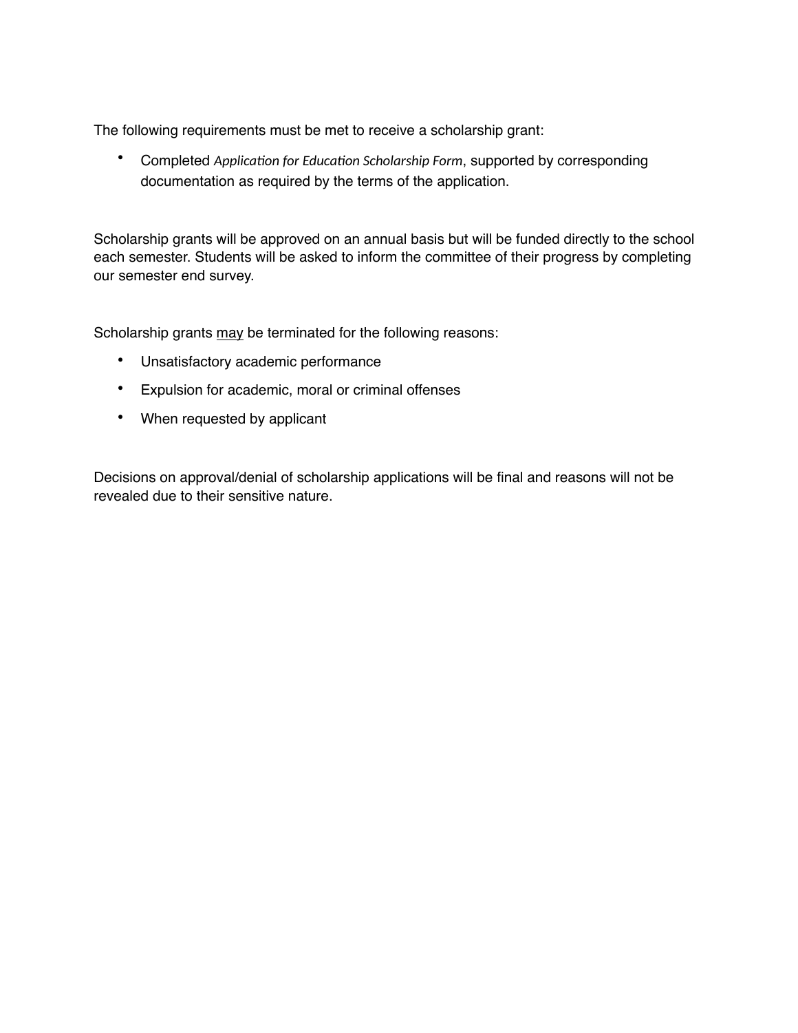The following requirements must be met to receive a scholarship grant:

- Completed *Application for Education Scholarship Form*, supported by corresponding documentation as required by the terms of the application.

Scholarship grants will be approved on an annual basis but will be funded directly to the school each semester. Students will be asked to inform the committee of their progress by completing our semester end survey.

Scholarship grants <u>may</u> be terminated for the following reasons:

- Unsatisfactory academic performance
- Expulsion for academic, moral or criminal offenses
- When requested by applicant

Decisions on approval/denial of scholarship applications will be final and reasons will not be revealed due to their sensitive nature.